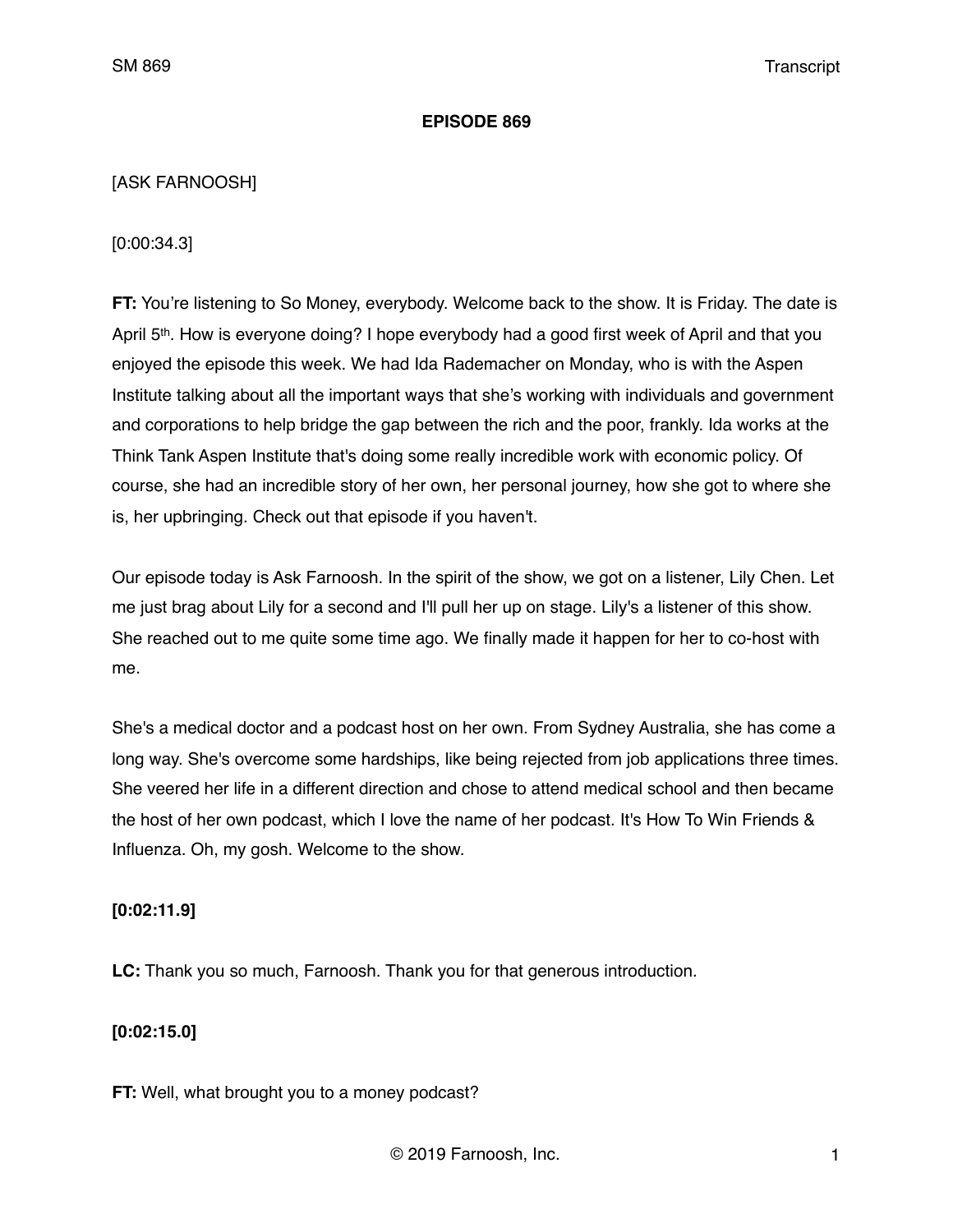# EPISODE 869

[ASK FARNOOSH]

[0:00:34.3]

**FT:** You're listening to So Money, everybody. Welcome back to the show. It is Friday. The date is April 5th. How is everyone doing? I hope everybody had a good first week of April and that you enjoyed the episode this week. We had Ida Rademacher on Monday, who is with the Aspen Institute talking about all the important ways that she's working with individuals and government and corporations to help bridge the gap between the rich and the poor, frankly. Ida works at the Think Tank Aspen Institute that's doing some really incredible work with economic policy. Of course, she had an incredible story of her own, her personal journey, how she got to where she is, her upbringing. Check out that episode if you haven't.

Our episode today is Ask Farnoosh. In the spirit of the show, we got on a listener, Lily Chen. Let me just brag about Lily for a second and I'll pull her up on stage. Lily's a listener of this show. She reached out to me quite some time ago. We finally made it happen for her to co-host with me.

She's a medical doctor and a podcast host on her own. From Sydney Australia, she has come a long way. She's overcome some hardships, like being rejected from job applications three times. She veered her life in a different direction and chose to attend medical school and then became the host of her own podcast, which I love the name of her podcast. It's How To Win Friends & Influenza. Oh, my gosh. Welcome to the show.

**[0:02:11.9]**

**LC:** Thank you so much, Farnoosh. Thank you for that generous introduction.

**[0:02:15.0]**

**FT:** Well, what brought you to a money podcast?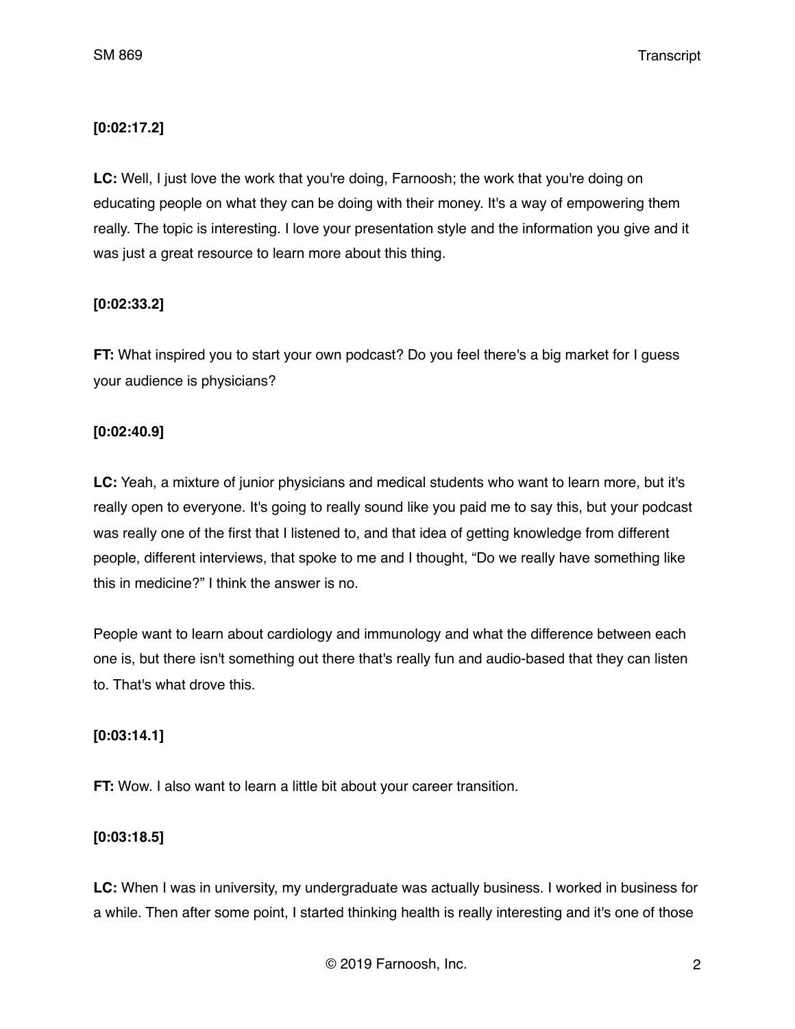**[0:02:17.2]**

**LC:** Well, I just love the work that you're doing, Farnoosh; the work that you're doing on educating people on what they can be doing with their money. It's a way of empowering them really. The topic is interesting. I love your presentation style and the information you give and it was just a great resource to learn more about this thing.

**[0:02:33.2]**

**FT:** What inspired you to start your own podcast? Do you feel there's a big market for I guess your audience is physicians?

**[0:02:40.9]**

**LC:** Yeah, a mixture of junior physicians and medical students who want to learn more, but it's really open to everyone. It's going to really sound like you paid me to say this, but your podcast was really one of the first that I listened to, and that idea of getting knowledge from different people, different interviews, that spoke to me and I thought, "Do we really have something like this in medicine?" I think the answer is no.

People want to learn about cardiology and immunology and what the difference between each one is, but there isn't something out there that's really fun and audio-based that they can listen to. That's what drove this.

**[0:03:14.1]**

**FT:** Wow. I also want to learn a little bit about your career transition.

**[0:03:18.5]**

**LC:** When I was in university, my undergraduate was actually business. I worked in business for a while. Then after some point, I started thinking health is really interesting and it's one of those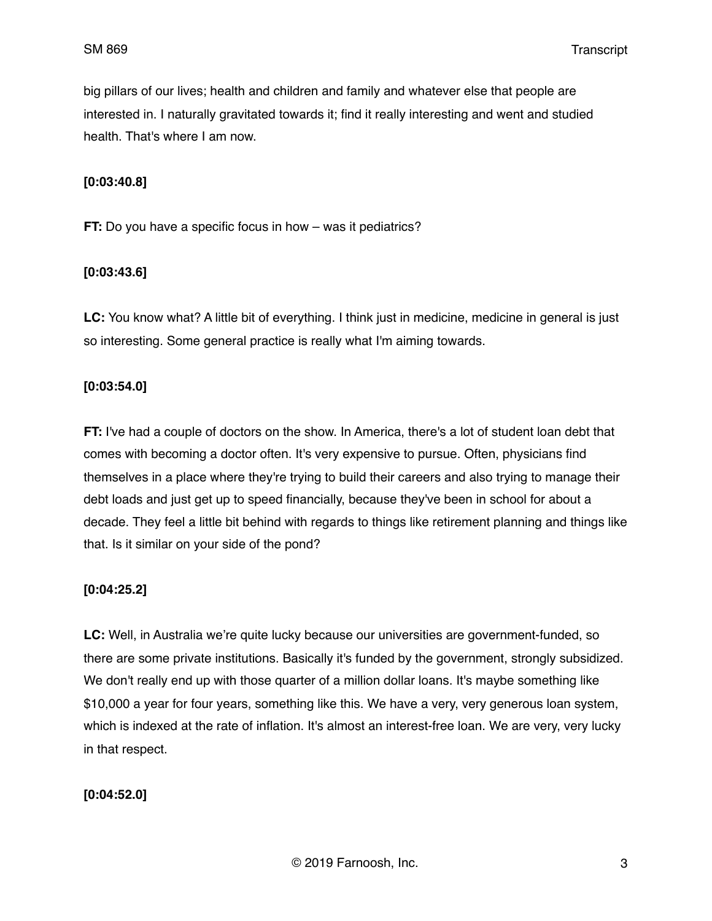big pillars of our lives; health and children and family and whatever else that people are interested in. I naturally gravitated towards it; find it really interesting and went and studied health. That's where I am now.

**[0:03:40.8]**

**FT:** Do you have a specific focus in how – was it pediatrics?

**[0:03:43.6]**

**LC:** You know what? A little bit of everything. I think just in medicine, medicine in general is just so interesting. Some general practice is really what I'm aiming towards.

**[0:03:54.0]**

**FT:** I've had a couple of doctors on the show. In America, there's a lot of student loan debt that comes with becoming a doctor often. It's very expensive to pursue. Often, physicians find themselves in a place where they're trying to build their careers and also trying to manage their debt loads and just get up to speed financially, because they've been in school for about a decade. They feel a little bit behind with regards to things like retirement planning and things like that. Is it similar on your side of the pond?

**[0:04:25.2]**

**LC:** Well, in Australia we're quite lucky because our universities are government-funded, so there are some private institutions. Basically it's funded by the government, strongly subsidized. We don't really end up with those quarter of a million dollar loans. It's maybe something like $10,000 a year for four years, something like this. We have a very, very generous loan system, which is indexed at the rate of inflation. It's almost an interest-free loan. We are very, very lucky in that respect.

**[0:04:52.0]**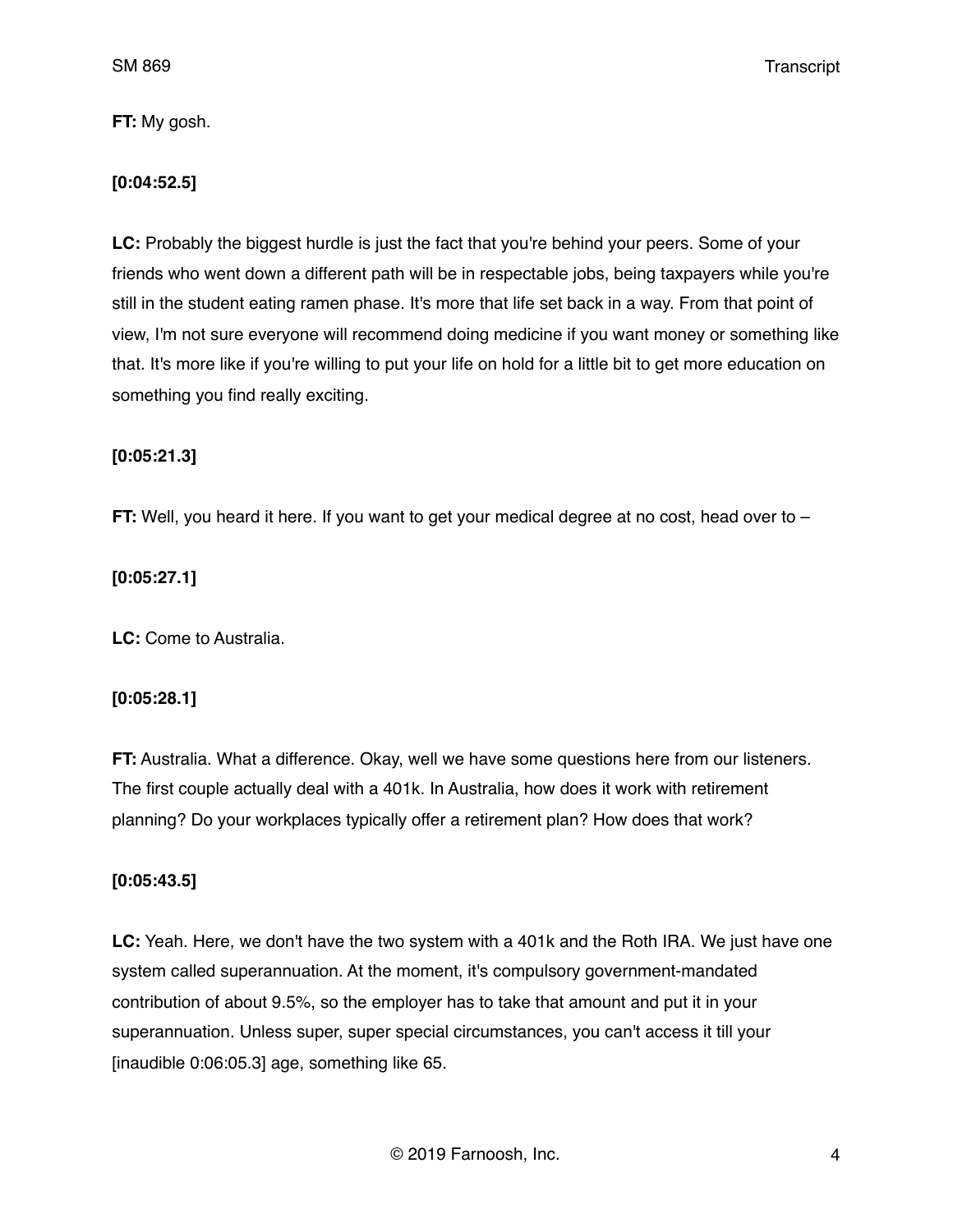**FT:** My gosh.

**[0:04:52.5]**

**LC:** Probably the biggest hurdle is just the fact that you're behind your peers. Some of your friends who went down a different path will be in respectable jobs, being taxpayers while you're still in the student eating ramen phase. It's more that life set back in a way. From that point of view, I'm not sure everyone will recommend doing medicine if you want money or something like that. It's more like if you're willing to put your life on hold for a little bit to get more education on something you find really exciting.

**[0:05:21.3]**

**FT:** Well, you heard it here. If you want to get your medical degree at no cost, head over to –

**[0:05:27.1]**

**LC:** Come to Australia.

**[0:05:28.1]**

**FT:** Australia. What a difference. Okay, well we have some questions here from our listeners. The first couple actually deal with a 401k. In Australia, how does it work with retirement planning? Do your workplaces typically offer a retirement plan? How does that work?

**[0:05:43.5]**

**LC:** Yeah. Here, we don't have the two system with a 401k and the Roth IRA. We just have one system called superannuation. At the moment, it's compulsory government-mandated contribution of about 9.5%, so the employer has to take that amount and put it in your superannuation. Unless super, super special circumstances, you can't access it till your [inaudible 0:06:05.3] age, something like 65.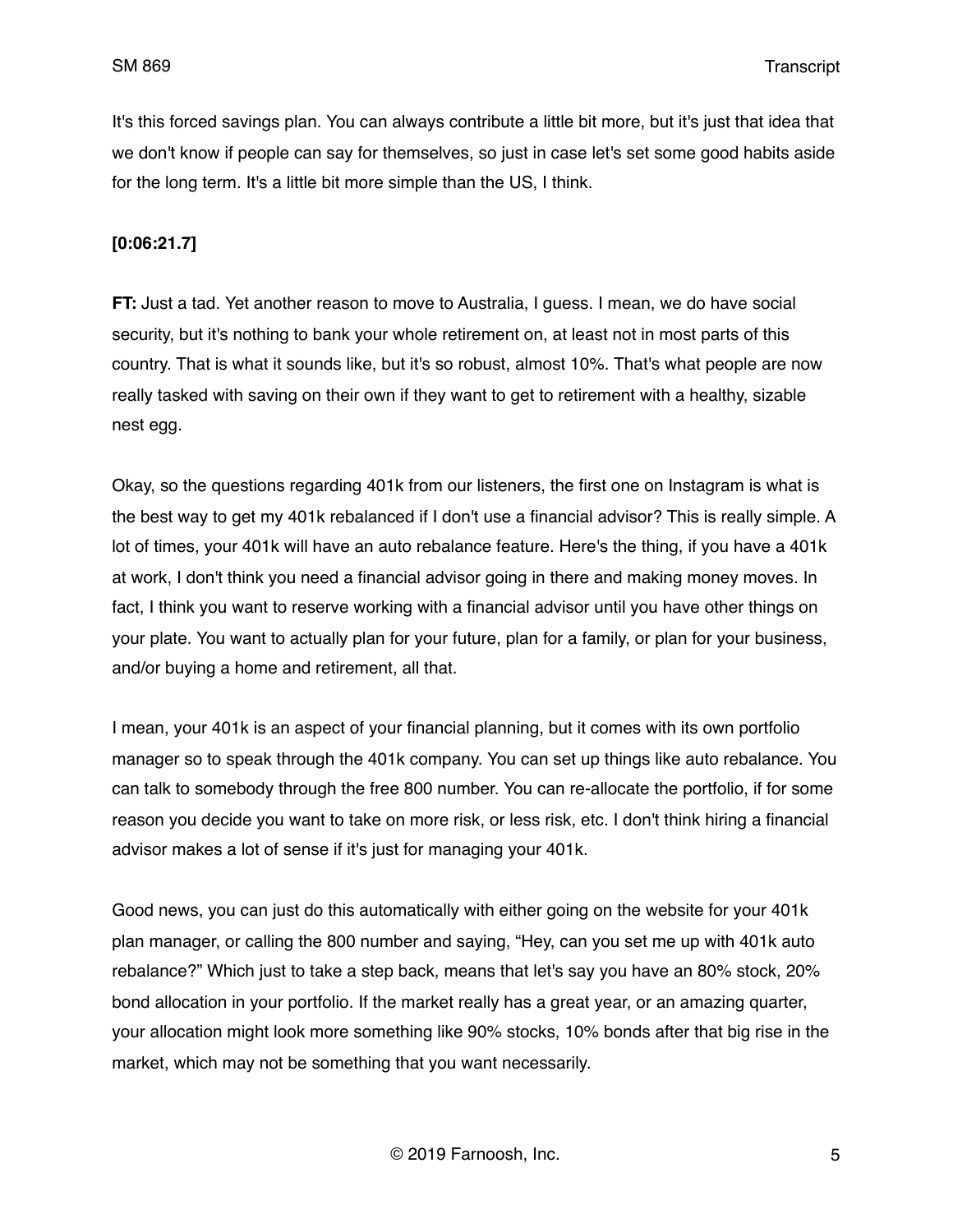It's this forced savings plan. You can always contribute a little bit more, but it's just that idea that we don't know if people can say for themselves, so just in case let's set some good habits aside for the long term. It's a little bit more simple than the US, I think.

**[0:06:21.7]**

**FT:** Just a tad. Yet another reason to move to Australia, I guess. I mean, we do have social security, but it's nothing to bank your whole retirement on, at least not in most parts of this country. That is what it sounds like, but it's so robust, almost 10%. That's what people are now really tasked with saving on their own if they want to get to retirement with a healthy, sizable nest egg.

Okay, so the questions regarding 401k from our listeners, the first one on Instagram is what is the best way to get my 401k rebalanced if I don't use a financial advisor? This is really simple. A lot of times, your 401k will have an auto rebalance feature. Here's the thing, if you have a 401k at work, I don't think you need a financial advisor going in there and making money moves. In fact, I think you want to reserve working with a financial advisor until you have other things on your plate. You want to actually plan for your future, plan for a family, or plan for your business, and/or buying a home and retirement, all that.

I mean, your 401k is an aspect of your financial planning, but it comes with its own portfolio manager so to speak through the 401k company. You can set up things like auto rebalance. You can talk to somebody through the free 800 number. You can re-allocate the portfolio, if for some reason you decide you want to take on more risk, or less risk, etc. I don't think hiring a financial advisor makes a lot of sense if it's just for managing your 401k.

Good news, you can just do this automatically with either going on the website for your 401k plan manager, or calling the 800 number and saying, "Hey, can you set me up with 401k auto rebalance?" Which just to take a step back, means that let's say you have an 80% stock, 20% bond allocation in your portfolio. If the market really has a great year, or an amazing quarter, your allocation might look more something like 90% stocks, 10% bonds after that big rise in the market, which may not be something that you want necessarily.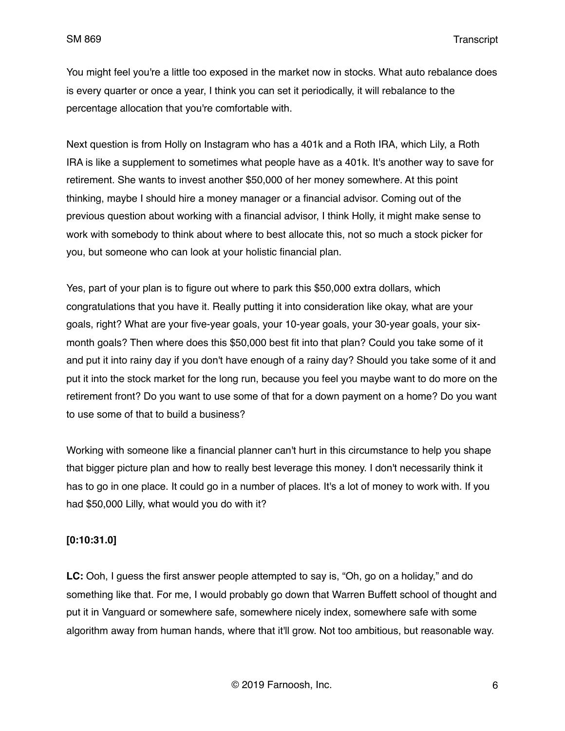You might feel you're a little too exposed in the market now in stocks. What auto rebalance does is every quarter or once a year, I think you can set it periodically, it will rebalance to the percentage allocation that you're comfortable with.

Next question is from Holly on Instagram who has a 401k and a Roth IRA, which Lily, a Roth IRA is like a supplement to sometimes what people have as a 401k. It's another way to save for retirement. She wants to invest another $50,000 of her money somewhere. At this point thinking, maybe I should hire a money manager or a financial advisor. Coming out of the previous question about working with a financial advisor, I think Holly, it might make sense to work with somebody to think about where to best allocate this, not so much a stock picker for you, but someone who can look at your holistic financial plan.

Yes, part of your plan is to figure out where to park this $50,000 extra dollars, which congratulations that you have it. Really putting it into consideration like okay, what are your goals, right? What are your five-year goals, your 10-year goals, your 30-year goals, your six-month goals? Then where does this $50,000 best fit into that plan? Could you take some of it and put it into rainy day if you don't have enough of a rainy day? Should you take some of it and put it into the stock market for the long run, because you feel you maybe want to do more on the retirement front? Do you want to use some of that for a down payment on a home? Do you want to use some of that to build a business?

Working with someone like a financial planner can't hurt in this circumstance to help you shape that bigger picture plan and how to really best leverage this money. I don't necessarily think it has to go in one place. It could go in a number of places. It's a lot of money to work with. If you had $50,000 Lilly, what would you do with it?

**[0:10:31.0]**

**LC:** Ooh, I guess the first answer people attempted to say is, "Oh, go on a holiday," and do something like that. For me, I would probably go down that Warren Buffett school of thought and put it in Vanguard or somewhere safe, somewhere nicely index, somewhere safe with some algorithm away from human hands, where that it'll grow. Not too ambitious, but reasonable way.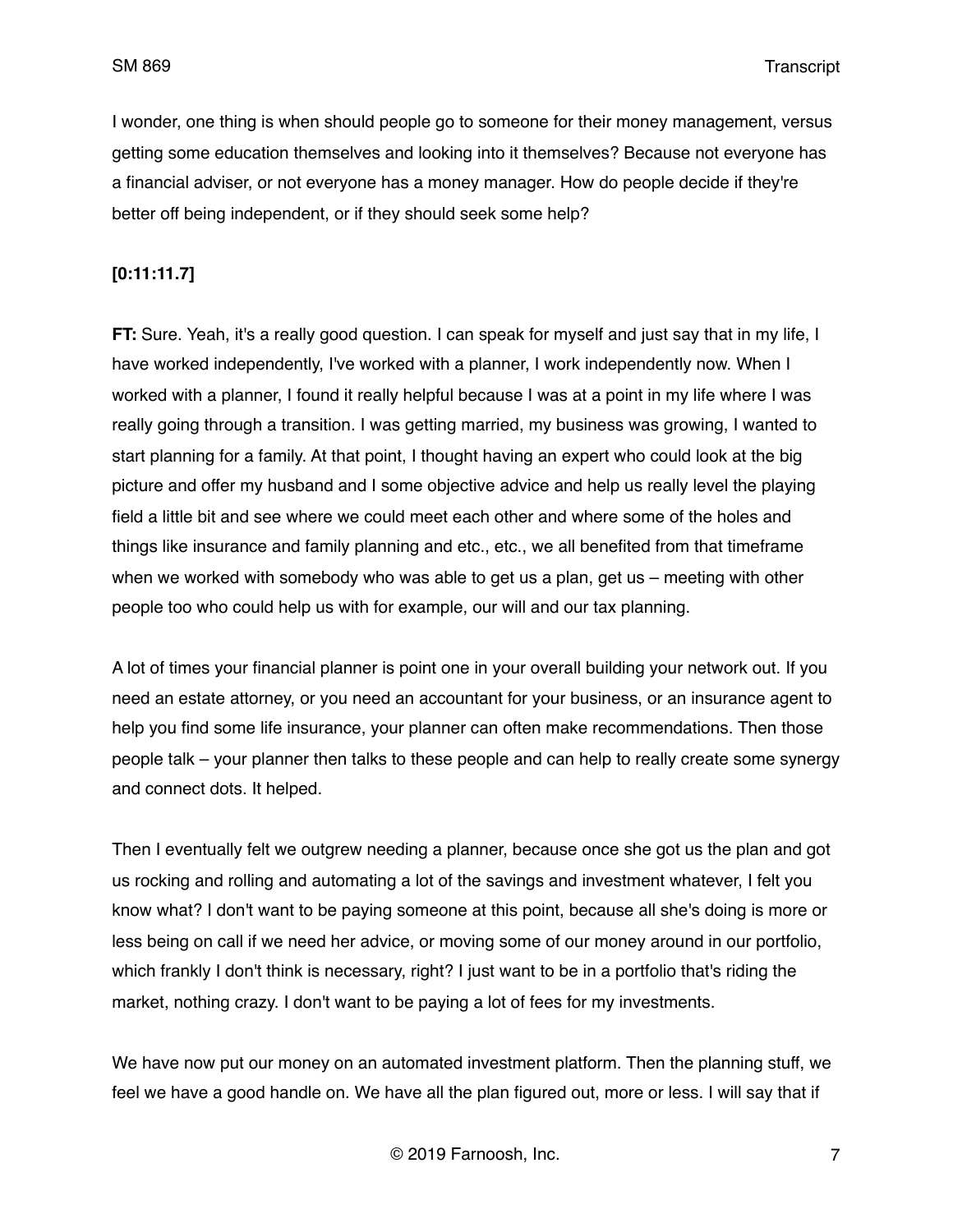I wonder, one thing is when should people go to someone for their money management, versus getting some education themselves and looking into it themselves? Because not everyone has a financial adviser, or not everyone has a money manager. How do people decide if they're better off being independent, or if they should seek some help?

**[0:11:11.7]**

**FT:** Sure. Yeah, it's a really good question. I can speak for myself and just say that in my life, I have worked independently, I've worked with a planner, I work independently now. When I worked with a planner, I found it really helpful because I was at a point in my life where I was really going through a transition. I was getting married, my business was growing, I wanted to start planning for a family. At that point, I thought having an expert who could look at the big picture and offer my husband and I some objective advice and help us really level the playing field a little bit and see where we could meet each other and where some of the holes and things like insurance and family planning and etc., etc., we all benefited from that timeframe when we worked with somebody who was able to get us a plan, get us – meeting with other people too who could help us with for example, our will and our tax planning.

A lot of times your financial planner is point one in your overall building your network out. If you need an estate attorney, or you need an accountant for your business, or an insurance agent to help you find some life insurance, your planner can often make recommendations. Then those people talk – your planner then talks to these people and can help to really create some synergy and connect dots. It helped.

Then I eventually felt we outgrew needing a planner, because once she got us the plan and got us rocking and rolling and automating a lot of the savings and investment whatever, I felt you know what? I don't want to be paying someone at this point, because all she's doing is more or less being on call if we need her advice, or moving some of our money around in our portfolio, which frankly I don't think is necessary, right? I just want to be in a portfolio that's riding the market, nothing crazy. I don't want to be paying a lot of fees for my investments.

We have now put our money on an automated investment platform. Then the planning stuff, we feel we have a good handle on. We have all the plan figured out, more or less. I will say that if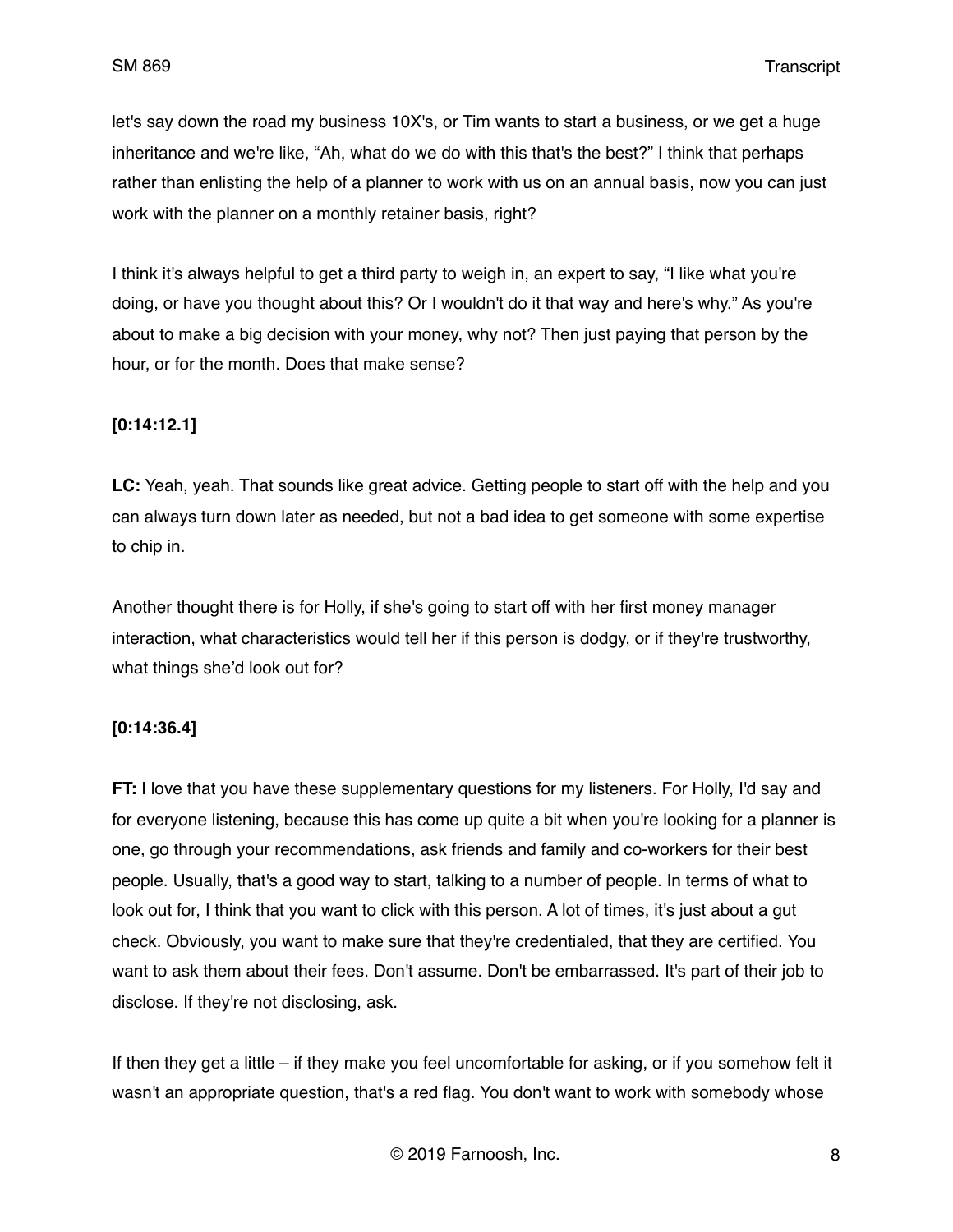let's say down the road my business 10X's, or Tim wants to start a business, or we get a huge inheritance and we're like, "Ah, what do we do with this that's the best?" I think that perhaps rather than enlisting the help of a planner to work with us on an annual basis, now you can just work with the planner on a monthly retainer basis, right?

I think it's always helpful to get a third party to weigh in, an expert to say, "I like what you're doing, or have you thought about this? Or I wouldn't do it that way and here's why." As you're about to make a big decision with your money, why not? Then just paying that person by the hour, or for the month. Does that make sense?

**[0:14:12.1]**

**LC:** Yeah, yeah. That sounds like great advice. Getting people to start off with the help and you can always turn down later as needed, but not a bad idea to get someone with some expertise to chip in.

Another thought there is for Holly, if she's going to start off with her first money manager interaction, what characteristics would tell her if this person is dodgy, or if they're trustworthy, what things she'd look out for?

**[0:14:36.4]**

**FT:** I love that you have these supplementary questions for my listeners. For Holly, I'd say and for everyone listening, because this has come up quite a bit when you're looking for a planner is one, go through your recommendations, ask friends and family and co-workers for their best people. Usually, that's a good way to start, talking to a number of people. In terms of what to look out for, I think that you want to click with this person. A lot of times, it's just about a gut check. Obviously, you want to make sure that they're credentialed, that they are certified. You want to ask them about their fees. Don't assume. Don't be embarrassed. It's part of their job to disclose. If they're not disclosing, ask.

If then they get a little – if they make you feel uncomfortable for asking, or if you somehow felt it wasn't an appropriate question, that's a red flag. You don't want to work with somebody whose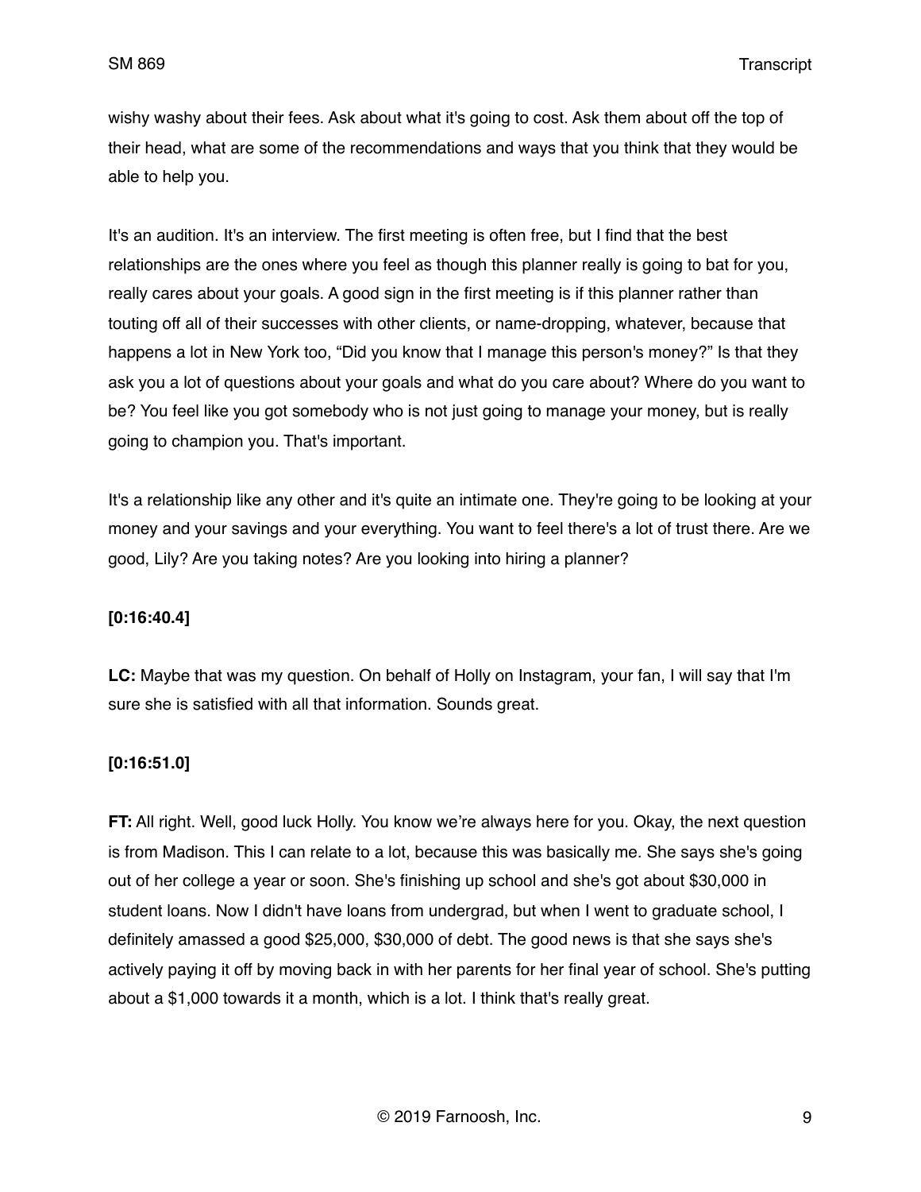wishy washy about their fees. Ask about what it's going to cost. Ask them about off the top of their head, what are some of the recommendations and ways that you think that they would be able to help you.

It's an audition. It's an interview. The first meeting is often free, but I find that the best relationships are the ones where you feel as though this planner really is going to bat for you, really cares about your goals. A good sign in the first meeting is if this planner rather than touting off all of their successes with other clients, or name-dropping, whatever, because that happens a lot in New York too, "Did you know that I manage this person's money?" Is that they ask you a lot of questions about your goals and what do you care about? Where do you want to be? You feel like you got somebody who is not just going to manage your money, but is really going to champion you. That's important.

It's a relationship like any other and it's quite an intimate one. They're going to be looking at your money and your savings and your everything. You want to feel there's a lot of trust there. Are we good, Lily? Are you taking notes? Are you looking into hiring a planner?

**[0:16:40.4]**

**LC:** Maybe that was my question. On behalf of Holly on Instagram, your fan, I will say that I'm sure she is satisfied with all that information. Sounds great.

**[0:16:51.0]**

**FT:** All right. Well, good luck Holly. You know we're always here for you. Okay, the next question is from Madison. This I can relate to a lot, because this was basically me. She says she's going out of her college a year or soon. She's finishing up school and she's got about $30,000 in student loans. Now I didn't have loans from undergrad, but when I went to graduate school, I definitely amassed a good $25,000, $30,000 of debt. The good news is that she says she's actively paying it off by moving back in with her parents for her final year of school. She's putting about a $1,000 towards it a month, which is a lot. I think that's really great.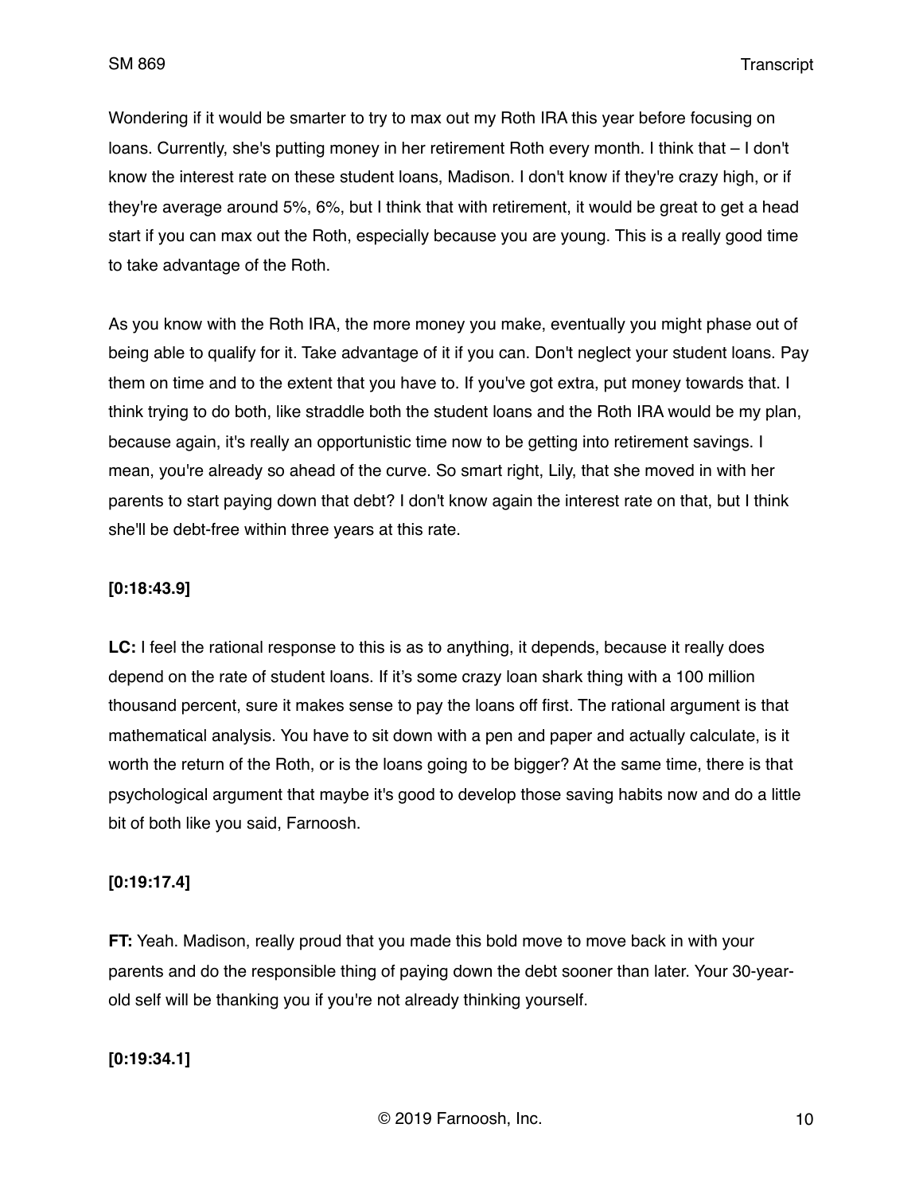Wondering if it would be smarter to try to max out my Roth IRA this year before focusing on loans. Currently, she's putting money in her retirement Roth every month. I think that – I don't know the interest rate on these student loans, Madison. I don't know if they're crazy high, or if they're average around 5%, 6%, but I think that with retirement, it would be great to get a head start if you can max out the Roth, especially because you are young. This is a really good time to take advantage of the Roth.

As you know with the Roth IRA, the more money you make, eventually you might phase out of being able to qualify for it. Take advantage of it if you can. Don't neglect your student loans. Pay them on time and to the extent that you have to. If you've got extra, put money towards that. I think trying to do both, like straddle both the student loans and the Roth IRA would be my plan, because again, it's really an opportunistic time now to be getting into retirement savings. I mean, you're already so ahead of the curve. So smart right, Lily, that she moved in with her parents to start paying down that debt? I don't know again the interest rate on that, but I think she'll be debt-free within three years at this rate.

**[0:18:43.9]**

**LC:** I feel the rational response to this is as to anything, it depends, because it really does depend on the rate of student loans. If it's some crazy loan shark thing with a 100 million thousand percent, sure it makes sense to pay the loans off first. The rational argument is that mathematical analysis. You have to sit down with a pen and paper and actually calculate, is it worth the return of the Roth, or is the loans going to be bigger? At the same time, there is that psychological argument that maybe it's good to develop those saving habits now and do a little bit of both like you said, Farnoosh.

**[0:19:17.4]**

**FT:** Yeah. Madison, really proud that you made this bold move to move back in with your parents and do the responsible thing of paying down the debt sooner than later. Your 30-year-old self will be thanking you if you're not already thinking yourself.

**[0:19:34.1]**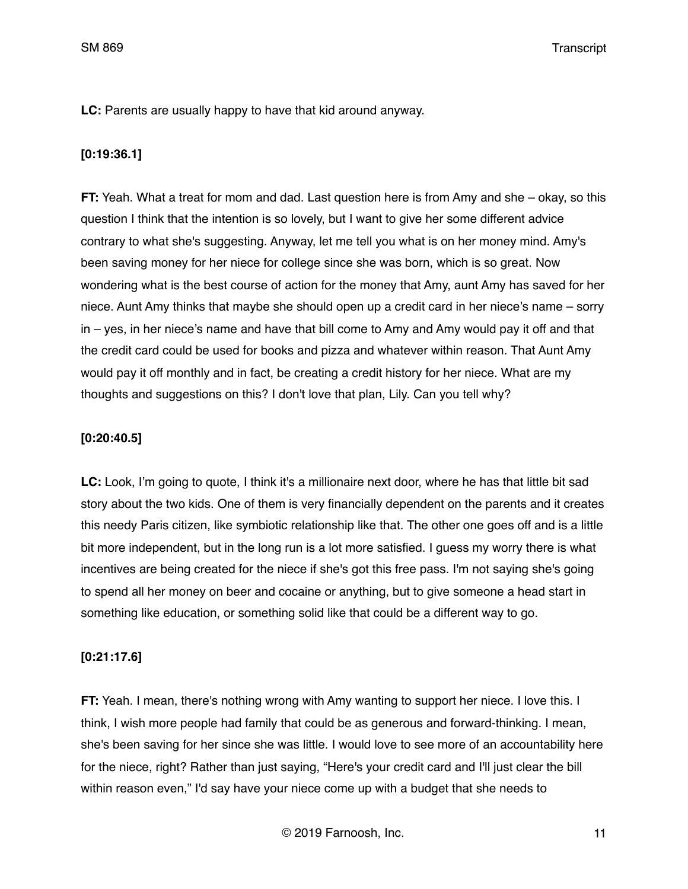**LC:** Parents are usually happy to have that kid around anyway.

**[0:19:36.1]**

**FT:** Yeah. What a treat for mom and dad. Last question here is from Amy and she – okay, so this question I think that the intention is so lovely, but I want to give her some different advice contrary to what she's suggesting. Anyway, let me tell you what is on her money mind. Amy's been saving money for her niece for college since she was born, which is so great. Now wondering what is the best course of action for the money that Amy, aunt Amy has saved for her niece. Aunt Amy thinks that maybe she should open up a credit card in her niece's name – sorry in – yes, in her niece's name and have that bill come to Amy and Amy would pay it off and that the credit card could be used for books and pizza and whatever within reason. That Aunt Amy would pay it off monthly and in fact, be creating a credit history for her niece. What are my thoughts and suggestions on this? I don't love that plan, Lily. Can you tell why?

**[0:20:40.5]**

**LC:** Look, I'm going to quote, I think it's a millionaire next door, where he has that little bit sad story about the two kids. One of them is very financially dependent on the parents and it creates this needy Paris citizen, like symbiotic relationship like that. The other one goes off and is a little bit more independent, but in the long run is a lot more satisfied. I guess my worry there is what incentives are being created for the niece if she's got this free pass. I'm not saying she's going to spend all her money on beer and cocaine or anything, but to give someone a head start in something like education, or something solid like that could be a different way to go.

**[0:21:17.6]**

**FT:** Yeah. I mean, there's nothing wrong with Amy wanting to support her niece. I love this. I think, I wish more people had family that could be as generous and forward-thinking. I mean, she's been saving for her since she was little. I would love to see more of an accountability here for the niece, right? Rather than just saying, "Here's your credit card and I'll just clear the bill within reason even," I'd say have your niece come up with a budget that she needs to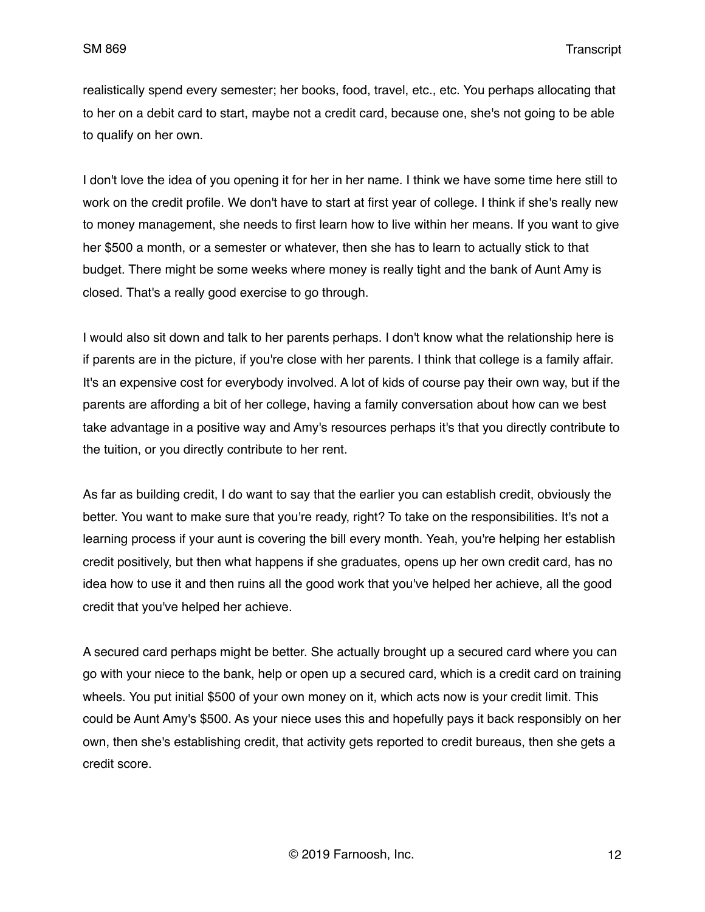realistically spend every semester; her books, food, travel, etc., etc. You perhaps allocating that to her on a debit card to start, maybe not a credit card, because one, she's not going to be able to qualify on her own.

I don't love the idea of you opening it for her in her name. I think we have some time here still to work on the credit profile. We don't have to start at first year of college. I think if she's really new to money management, she needs to first learn how to live within her means. If you want to give her $500 a month, or a semester or whatever, then she has to learn to actually stick to that budget. There might be some weeks where money is really tight and the bank of Aunt Amy is closed. That's a really good exercise to go through.

I would also sit down and talk to her parents perhaps. I don't know what the relationship here is if parents are in the picture, if you're close with her parents. I think that college is a family affair. It's an expensive cost for everybody involved. A lot of kids of course pay their own way, but if the parents are affording a bit of her college, having a family conversation about how can we best take advantage in a positive way and Amy's resources perhaps it's that you directly contribute to the tuition, or you directly contribute to her rent.

As far as building credit, I do want to say that the earlier you can establish credit, obviously the better. You want to make sure that you're ready, right? To take on the responsibilities. It's not a learning process if your aunt is covering the bill every month. Yeah, you're helping her establish credit positively, but then what happens if she graduates, opens up her own credit card, has no idea how to use it and then ruins all the good work that you've helped her achieve, all the good credit that you've helped her achieve.

A secured card perhaps might be better. She actually brought up a secured card where you can go with your niece to the bank, help or open up a secured card, which is a credit card on training wheels. You put initial $500 of your own money on it, which acts now is your credit limit. This could be Aunt Amy's $500. As your niece uses this and hopefully pays it back responsibly on her own, then she's establishing credit, that activity gets reported to credit bureaus, then she gets a credit score.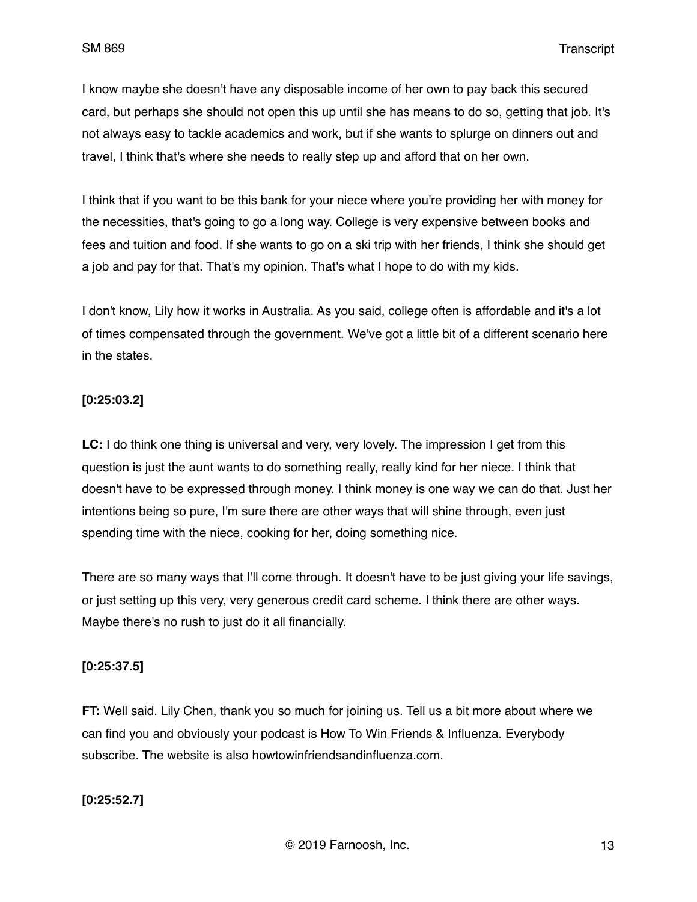I know maybe she doesn't have any disposable income of her own to pay back this secured card, but perhaps she should not open this up until she has means to do so, getting that job. It's not always easy to tackle academics and work, but if she wants to splurge on dinners out and travel, I think that's where she needs to really step up and afford that on her own.

I think that if you want to be this bank for your niece where you're providing her with money for the necessities, that's going to go a long way. College is very expensive between books and fees and tuition and food. If she wants to go on a ski trip with her friends, I think she should get a job and pay for that. That's my opinion. That's what I hope to do with my kids.

I don't know, Lily how it works in Australia. As you said, college often is affordable and it's a lot of times compensated through the government. We've got a little bit of a different scenario here in the states.

**[0:25:03.2]**

**LC:** I do think one thing is universal and very, very lovely. The impression I get from this question is just the aunt wants to do something really, really kind for her niece. I think that doesn't have to be expressed through money. I think money is one way we can do that. Just her intentions being so pure, I'm sure there are other ways that will shine through, even just spending time with the niece, cooking for her, doing something nice.

There are so many ways that I'll come through. It doesn't have to be just giving your life savings, or just setting up this very, very generous credit card scheme. I think there are other ways. Maybe there's no rush to just do it all financially.

**[0:25:37.5]**

**FT:** Well said. Lily Chen, thank you so much for joining us. Tell us a bit more about where we can find you and obviously your podcast is How To Win Friends & Influenza. Everybody subscribe. The website is also howtowinfriendsandinfluenza.com.

**[0:25:52.7]**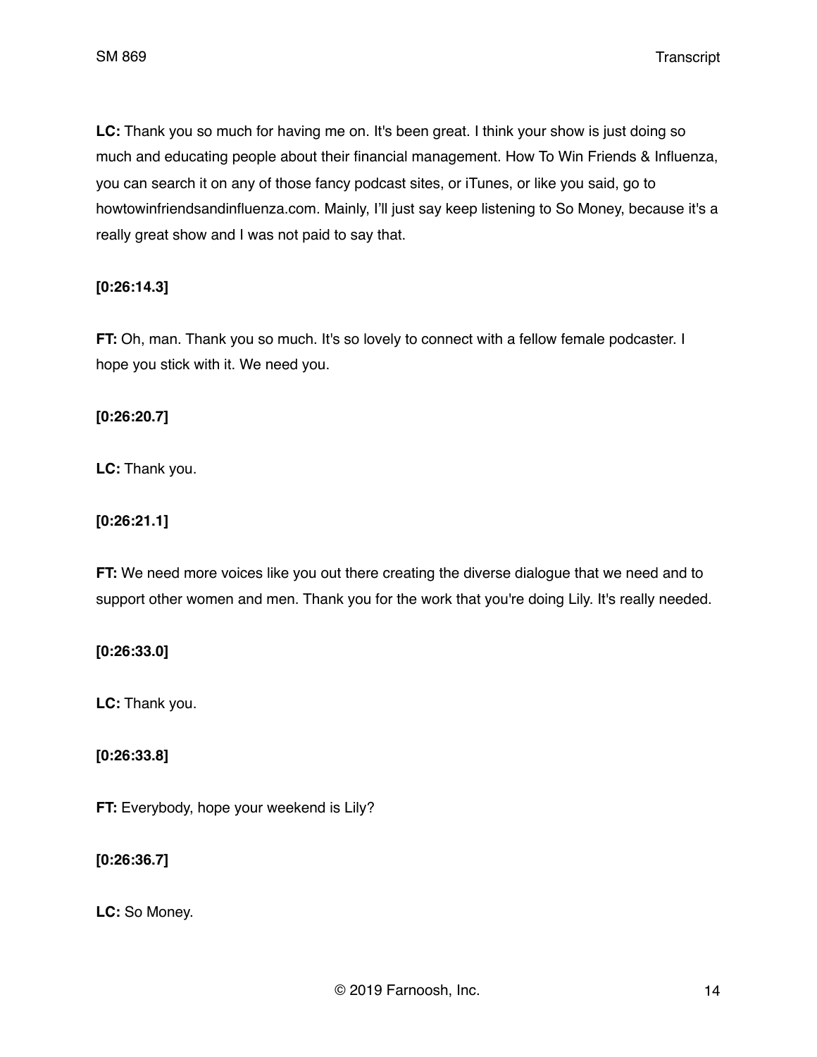**LC:** Thank you so much for having me on. It's been great. I think your show is just doing so much and educating people about their financial management. How To Win Friends & Influenza, you can search it on any of those fancy podcast sites, or iTunes, or like you said, go to howtowinfriendsandinfluenza.com. Mainly, I'll just say keep listening to So Money, because it's a really great show and I was not paid to say that.

**[0:26:14.3]**

**FT:** Oh, man. Thank you so much. It's so lovely to connect with a fellow female podcaster. I hope you stick with it. We need you.

**[0:26:20.7]**

**LC:** Thank you.

**[0:26:21.1]**

**FT:** We need more voices like you out there creating the diverse dialogue that we need and to support other women and men. Thank you for the work that you're doing Lily. It's really needed.

**[0:26:33.0]**

**LC:** Thank you.

**[0:26:33.8]**

**FT:** Everybody, hope your weekend is Lily?

**[0:26:36.7]**

**LC:** So Money.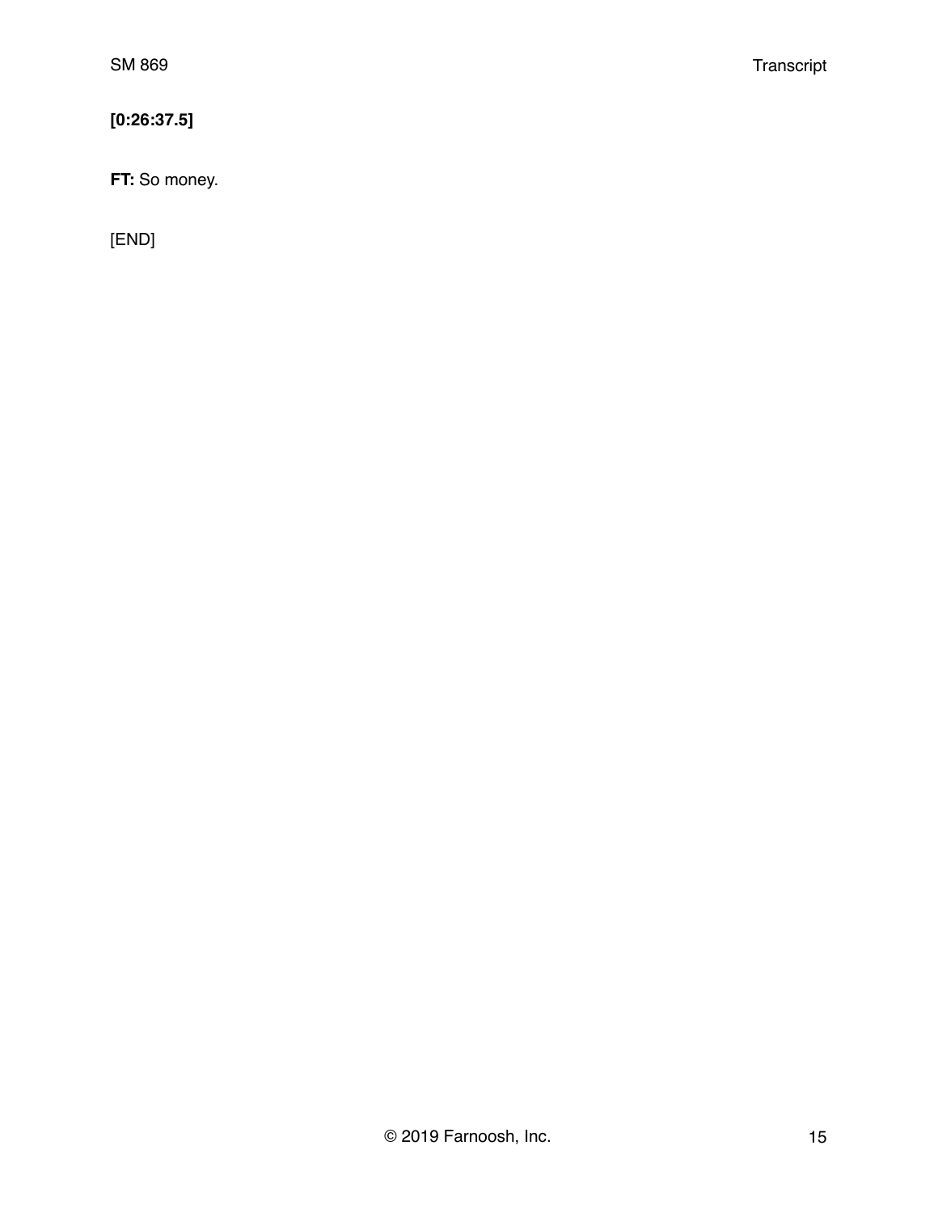**[0:26:37.5]**

**FT:** So money.

[END]